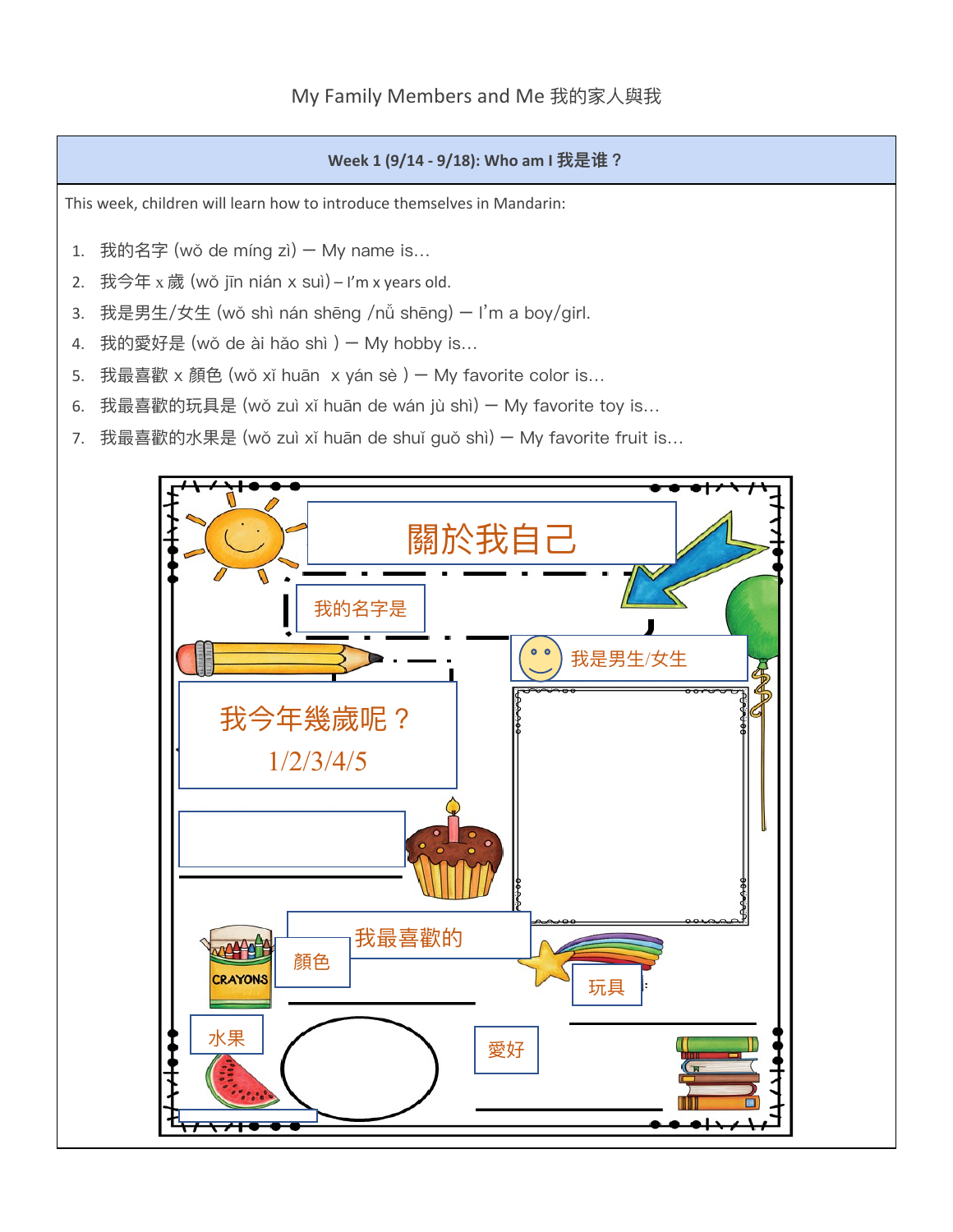# My Family Members and Me 我的家人與我

## Week 1 (9/14 - 9/18): Who am I 我是谁？

This week, children will learn how to introduce themselves in Mandarin:

1. 我的名字 (wǒ de míng zì) — My name is…
2. 我今年 x 歲 (wǒ jīn nián x suì) – I'm x years old.
3. 我是男生/女生 (wǒ shì nán shēng /nǚ shēng) — I'm a boy/girl.
4. 我的愛好是 (wǒ de ài hǎo shì ) — My hobby is…
5. 我最喜歡 x 顏色 (wǒ xǐ huān  x yán sè ) — My favorite color is…
6. 我最喜歡的玩具是 (wǒ zuì xǐ huān de wán jù shì) — My favorite toy is…
7. 我最喜歡的水果是 (wǒ zuì xǐ huān de shuǐ guǒ shì) — My favorite fruit is…

關於我自己

我的名字是

我是男生/女生

我今年幾歲呢？

1/2/3/4/5

我最喜歡的

顏色

玩具

水果

愛好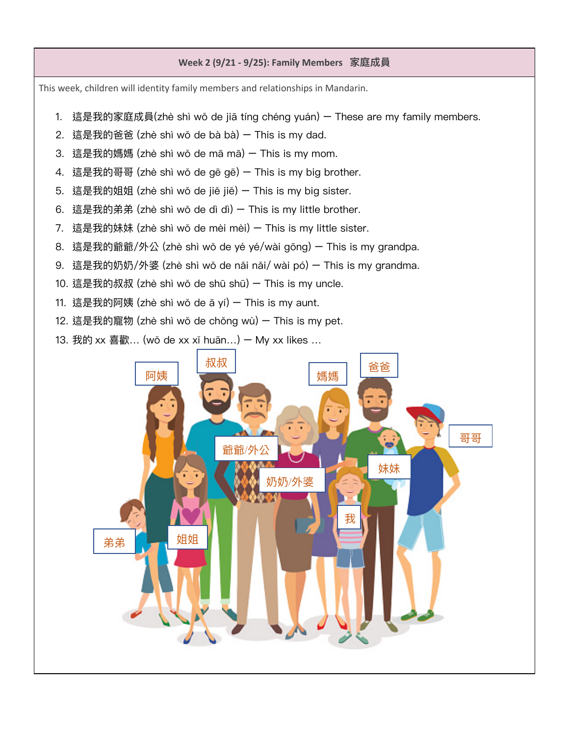## Week 2 (9/21 - 9/25): Family Members 家庭成員

This week, children will identity family members and relationships in Mandarin.

1. 這是我的家庭成員(zhè shì wǒ de jiā tíng chéng yuán) — These are my family members.
2. 這是我的爸爸 (zhè shì wǒ de bà bà) — This is my dad.
3. 這是我的媽媽 (zhè shì wǒ de mā mā) — This is my mom.
4. 這是我的哥哥 (zhè shì wǒ de gē gē) — This is my big brother.
5. 這是我的姐姐 (zhè shì wǒ de jiě jiě) — This is my big sister.
6. 這是我的弟弟 (zhè shì wǒ de dì dì) — This is my little brother.
7. 這是我的妹妹 (zhè shì wǒ de mèi mèi) — This is my little sister.
8. 這是我的爺爺/外公 (zhè shì wǒ de yé yé/wài gōng) — This is my grandpa.
9. 這是我的奶奶/外婆 (zhè shì wǒ de nǎi nǎi/ wài pó) — This is my grandma.
10. 這是我的叔叔 (zhè shì wǒ de shū shū) — This is my uncle.
11. 這是我的阿姨 (zhè shì wǒ de ā yí) — This is my aunt.
12. 這是我的寵物 (zhè shì wǒ de chǒng wù) — This is my pet.
13. 我的 xx 喜歡… (wǒ de xx xǐ huān…) — My xx likes …

阿姨 叔叔 媽媽 爸爸 爺爺/外公 奶奶/外婆 妹妹 哥哥 我 弟弟 姐姐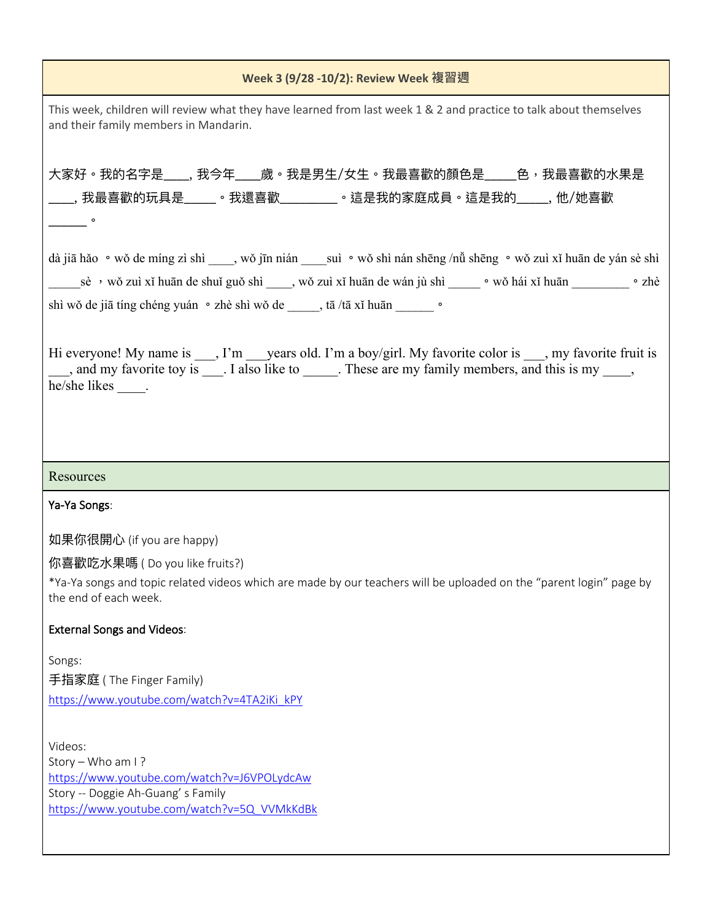**Week 3 (9/28 -10/2): Review Week 複習週**

This week, children will review what they have learned from last week 1 & 2 and practice to talk about themselves and their family members in Mandarin.

大家好。我的名字是____, 我今年____歲。我是男生/女生。我最喜歡的顏色是_____色，我最喜歡的水果是____, 我最喜歡的玩具是_____。我還喜歡_________。這是我的家庭成員。這是我的_____, 他/她喜歡______。

dà jiā hǎo 。wǒ de míng zì shì ____, wǒ jīn nián ____suì 。wǒ shì nán shēng /nǚ shēng 。wǒ zuì xǐ huān de yán sè shì _____sè ，wǒ zuì xǐ huān de shuǐ guǒ shì ____, wǒ zuì xǐ huān de wán jù shì _____ 。wǒ hái xǐ huān _________ 。zhè shì wǒ de jiā tíng chéng yuán 。zhè shì wǒ de _____, tā /tā xǐ huān ______ 。

Hi everyone! My name is ___, I'm ___years old. I'm a boy/girl. My favorite color is ___, my favorite fruit is ___, and my favorite toy is ___. I also like to _____. These are my family members, and this is my ____, he/she likes ____.

## Resources

**Ya-Ya Songs**:

如果你很開心 (if you are happy)

你喜歡吃水果嗎 ( Do you like fruits?)

*Ya-Ya songs and topic related videos which are made by our teachers will be uploaded on the "parent login" page by the end of each week.

**External Songs and Videos**:

Songs:
手指家庭 ( The Finger Family)
https://www.youtube.com/watch?v=4TA2iKi_kPY

Videos:
Story – Who am I ?
https://www.youtube.com/watch?v=J6VPOLydcAw
Story -- Doggie Ah-Guang' s Family
https://www.youtube.com/watch?v=5Q_VVMkKdBk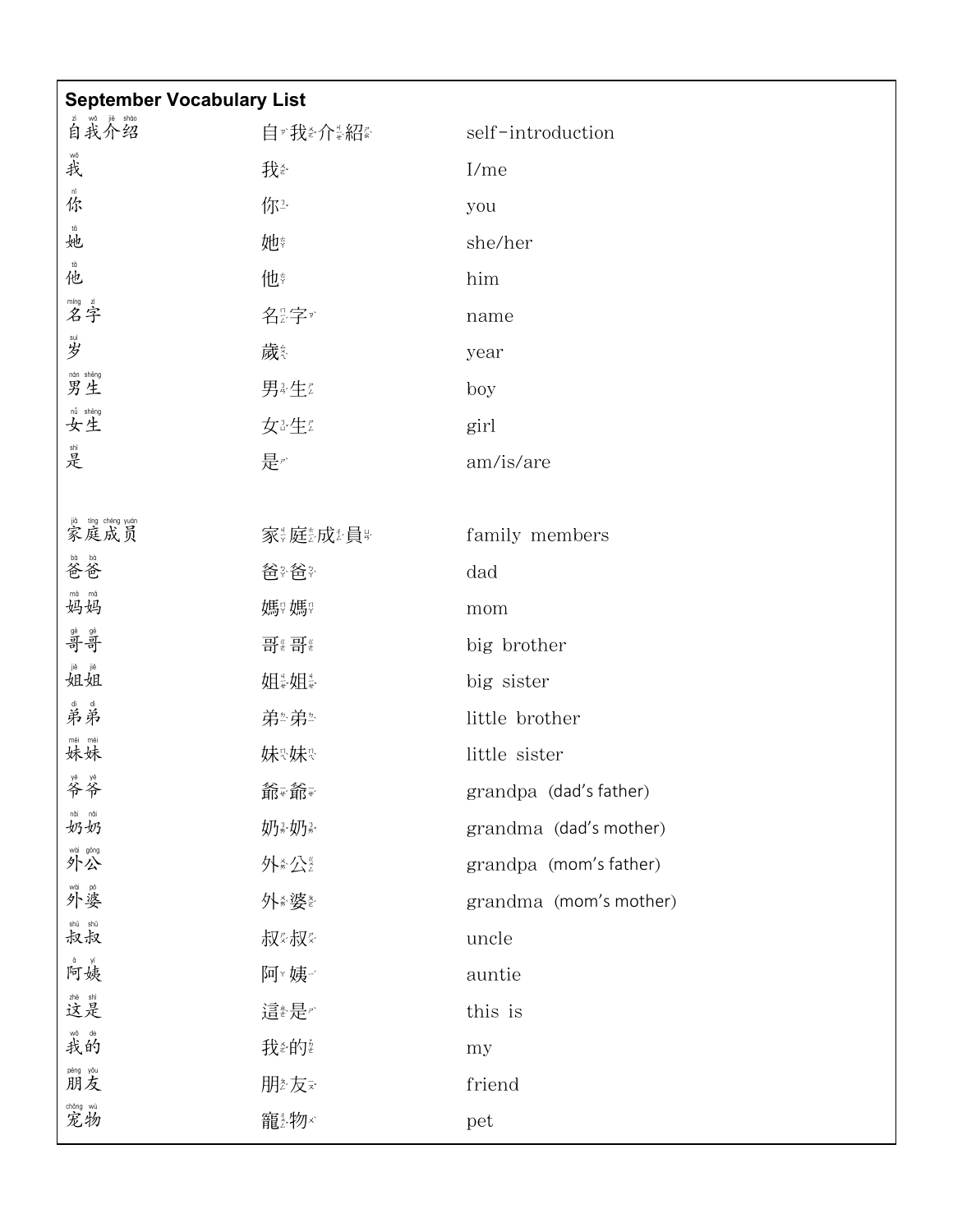**September Vocabulary List**

| Simplified (Pinyin) | Traditional (Zhuyin) | English |
| --- | --- | --- |
| 自我介绍 (zì wǒ jiè shào) | 自ㄗˋ我ㄨㄛˇ介ㄐㄧㄝˋ紹ㄕㄠˋ | self-introduction |
| 我 (wǒ) | 我ㄨㄛˇ | I/me |
| 你 (nǐ) | 你ㄋㄧˇ | you |
| 她 (tā) | 她ㄊㄚ | she/her |
| 他 (tā) | 他ㄊㄚ | him |
| 名字 (míng zì) | 名ㄇㄧㄥˊ字ㄗˋ | name |
| 岁 (suì) | 歲ㄙㄨㄟˋ | year |
| 男生 (nán shēng) | 男ㄋㄢˊ生ㄕㄥ | boy |
| 女生 (nǚ shēng) | 女ㄋㄩˇ生ㄕㄥ | girl |
| 是 (shì) | 是ㄕˋ | am/is/are |
| | | |
| 家庭成员 (jiā tíng chéng yuán) | 家ㄐㄧㄚ庭ㄊㄧㄥˊ成ㄔㄥˊ員ㄩㄢˊ | family members |
| 爸爸 (bà ba) | 爸ㄅㄚˋ爸ㄅㄚ˙ | dad |
| 妈妈 (mā ma) | 媽ㄇㄚ媽ㄇㄚ˙ | mom |
| 哥哥 (gē ge) | 哥ㄍㄜ哥ㄍㄜ˙ | big brother |
| 姐姐 (jiě jie) | 姐ㄐㄧㄝˇ姐ㄐㄧㄝ˙ | big sister |
| 弟弟 (dì di) | 弟ㄉㄧˋ弟ㄉㄧ˙ | little brother |
| 妹妹 (mèi mei) | 妹ㄇㄟˋ妹ㄇㄟ˙ | little sister |
| 爷爷 (yé ye) | 爺ㄧㄝˊ爺ㄧㄝ˙ | grandpa (dad's father) |
| 奶奶 (nǎi nai) | 奶ㄋㄞˇ奶ㄋㄞ˙ | grandma (dad's mother) |
| 外公 (wài gōng) | 外ㄨㄞˋ公ㄍㄨㄥ | grandpa (mom's father) |
| 外婆 (wài pó) | 外ㄨㄞˋ婆ㄆㄛˊ | grandma (mom's mother) |
| 叔叔 (shū shu) | 叔ㄕㄨ叔ㄕㄨ˙ | uncle |
| 阿姨 (ā yí) | 阿ㄚ姨ㄧˊ | auntie |
| 这是 (zhè shì) | 這ㄓㄜˋ是ㄕˋ | this is |
| 我的 (wǒ de) | 我ㄨㄛˇ的ㄉㄜ˙ | my |
| 朋友 (péng yǒu) | 朋ㄆㄥˊ友ㄧㄡˇ | friend |
| 宠物 (chǒng wù) | 寵ㄔㄨㄥˇ物ㄨˋ | pet |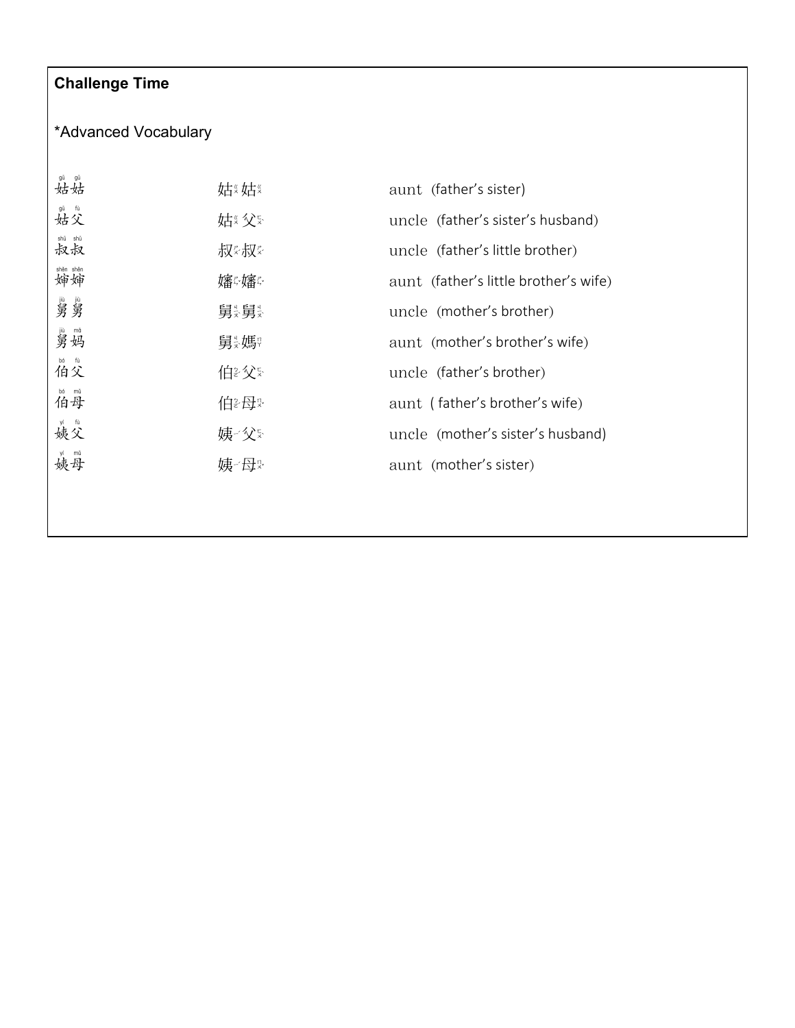**Challenge Time**

*Advanced Vocabulary

| | | |
|---|---|---|
| 姑姑 (gū gū) | 姑ㄍㄨ姑ㄍㄨ | aunt (father's sister) |
| 姑父 (gū fù) | 姑ㄍㄨ父ㄈㄨˋ | uncle (father's sister's husband) |
| 叔叔 (shū shū) | 叔ㄕㄨ叔ㄕㄨ | uncle (father's little brother) |
| 婶婶 (shěn shěn) | 嬸ㄕㄣˇ嬸ㄕㄣˇ | aunt (father's little brother's wife) |
| 舅舅 (jiù jiù) | 舅ㄐㄧㄡˋ舅ㄐㄧㄡˋ | uncle (mother's brother) |
| 舅妈 (jiù mā) | 舅ㄐㄧㄡˋ媽ㄇㄚ | aunt (mother's brother's wife) |
| 伯父 (bó fù) | 伯ㄅㄛˊ父ㄈㄨˋ | uncle (father's brother) |
| 伯母 (bó mǔ) | 伯ㄅㄛˊ母ㄇㄨˇ | aunt ( father's brother's wife) |
| 姨父 (yí fù) | 姨ㄧˊ父ㄈㄨˋ | uncle (mother's sister's husband) |
| 姨母 (yí mǔ) | 姨ㄧˊ母ㄇㄨˇ | aunt (mother's sister) |